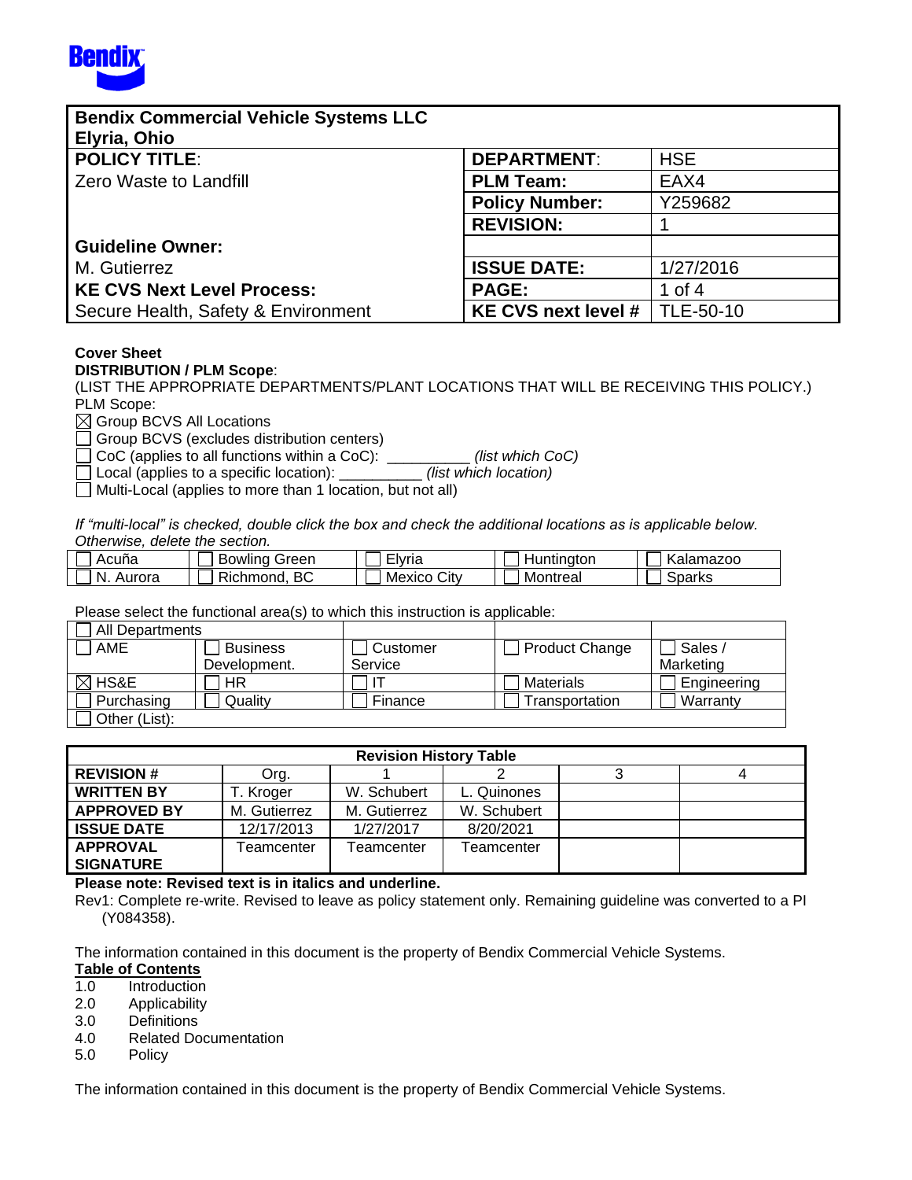Bendix

| **Bendix Commercial Vehicle Systems LLC**<br>**Elyria, Ohio** | | |
|---|---|---|
| **POLICY TITLE**: | **DEPARTMENT**: | HSE |
| Zero Waste to Landfill | **PLM Team:** | EAX4 |
| | **Policy Number:** | Y259682 |
| | **REVISION:** | 1 |
| **Guideline Owner:** | | |
| M. Gutierrez | **ISSUE DATE:** | 1/27/2016 |
| **KE CVS Next Level Process:** | **PAGE:** | 1 of 4 |
| Secure Health, Safety & Environment | **KE CVS next level #** | TLE-50-10 |

**Cover Sheet**

**DISTRIBUTION / PLM Scope**:

(LIST THE APPROPRIATE DEPARTMENTS/PLANT LOCATIONS THAT WILL BE RECEIVING THIS POLICY.)

PLM Scope:

☒ Group BCVS All Locations
☐ Group BCVS (excludes distribution centers)
☐ CoC (applies to all functions within a CoC): __________ *(list which CoC)*
☐ Local (applies to a specific location): __________ *(list which location)*
☐ Multi-Local (applies to more than 1 location, but not all)

*If "multi-local" is checked, double click the box and check the additional locations as is applicable below. Otherwise, delete the section.*

| ☐ Acuña | ☐ Bowling Green | ☐ Elyria | ☐ Huntington | ☐ Kalamazoo |
|---|---|---|---|---|
| ☐ N. Aurora | ☐ Richmond, BC | ☐ Mexico City | ☐ Montreal | ☐ Sparks |

Please select the functional area(s) to which this instruction is applicable:

| ☐ All Departments | | | | |
|---|---|---|---|---|
| ☐ AME | ☐ Business Development. | ☐ Customer Service | ☐ Product Change | ☐ Sales / Marketing |
| ☒ HS&E | ☐ HR | ☐ IT | ☐ Materials | ☐ Engineering |
| ☐ Purchasing | ☐ Quality | ☐ Finance | ☐ Transportation | ☐ Warranty |
| ☐ Other (List): | | | | |

| Revision History Table | | | | | |
|---|---|---|---|---|---|
| **REVISION #** | Org. | 1 | 2 | 3 | 4 |
| **WRITTEN BY** | T. Kroger | W. Schubert | L. Quinones | | |
| **APPROVED BY** | M. Gutierrez | M. Gutierrez | W. Schubert | | |
| **ISSUE DATE** | 12/17/2013 | 1/27/2017 | 8/20/2021 | | |
| **APPROVAL SIGNATURE** | Teamcenter | Teamcenter | Teamcenter | | |

**Please note: Revised text is in italics and underline.**

Rev1: Complete re-write. Revised to leave as policy statement only. Remaining guideline was converted to a PI (Y084358).

The information contained in this document is the property of Bendix Commercial Vehicle Systems.

**Table of Contents**

1.0 Introduction
2.0 Applicability
3.0 Definitions
4.0 Related Documentation
5.0 Policy

The information contained in this document is the property of Bendix Commercial Vehicle Systems.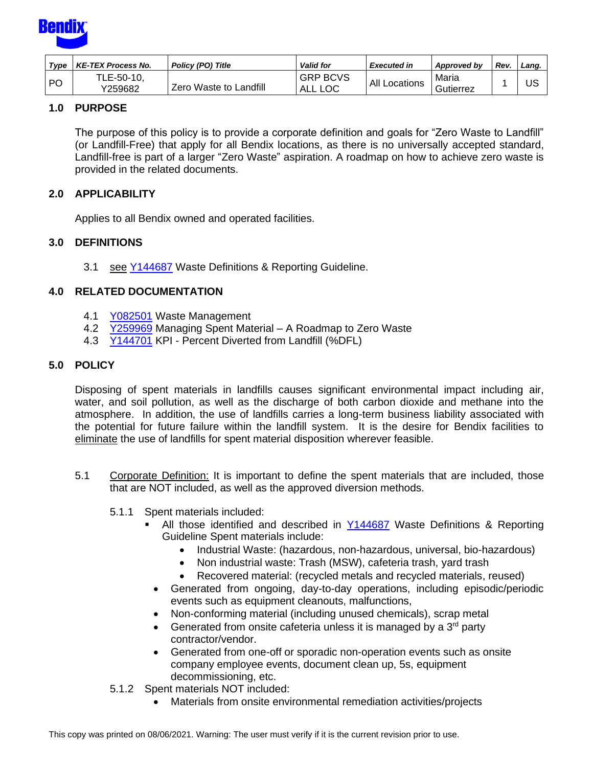| Type | KE-TEX Process No. | Policy (PO) Title | Valid for | Executed in | Approved by | Rev. | Lang. |
|---|---|---|---|---|---|---|---|
| PO | TLE-50-10, Y259682 | Zero Waste to Landfill | GRP BCVS ALL LOC | All Locations | Maria Gutierrez | 1 | US |

## 1.0 PURPOSE

The purpose of this policy is to provide a corporate definition and goals for "Zero Waste to Landfill" (or Landfill-Free) that apply for all Bendix locations, as there is no universally accepted standard, Landfill-free is part of a larger "Zero Waste" aspiration. A roadmap on how to achieve zero waste is provided in the related documents.

## 2.0 APPLICABILITY

Applies to all Bendix owned and operated facilities.

## 3.0 DEFINITIONS

3.1 see Y144687 Waste Definitions & Reporting Guideline.

## 4.0 RELATED DOCUMENTATION

4.1 Y082501 Waste Management
4.2 Y259969 Managing Spent Material – A Roadmap to Zero Waste
4.3 Y144701 KPI - Percent Diverted from Landfill (%DFL)

## 5.0 POLICY

Disposing of spent materials in landfills causes significant environmental impact including air, water, and soil pollution, as well as the discharge of both carbon dioxide and methane into the atmosphere. In addition, the use of landfills carries a long-term business liability associated with the potential for future failure within the landfill system. It is the desire for Bendix facilities to eliminate the use of landfills for spent material disposition wherever feasible.

5.1 Corporate Definition: It is important to define the spent materials that are included, those that are NOT included, as well as the approved diversion methods.

5.1.1 Spent materials included:

- All those identified and described in Y144687 Waste Definitions & Reporting Guideline Spent materials include:
  - Industrial Waste: (hazardous, non-hazardous, universal, bio-hazardous)
  - Non industrial waste: Trash (MSW), cafeteria trash, yard trash
  - Recovered material: (recycled metals and recycled materials, reused)
- Generated from ongoing, day-to-day operations, including episodic/periodic events such as equipment cleanouts, malfunctions,
- Non-conforming material (including unused chemicals), scrap metal
- Generated from onsite cafeteria unless it is managed by a 3rd party contractor/vendor.
- Generated from one-off or sporadic non-operation events such as onsite company employee events, document clean up, 5s, equipment decommissioning, etc.

5.1.2 Spent materials NOT included:

- Materials from onsite environmental remediation activities/projects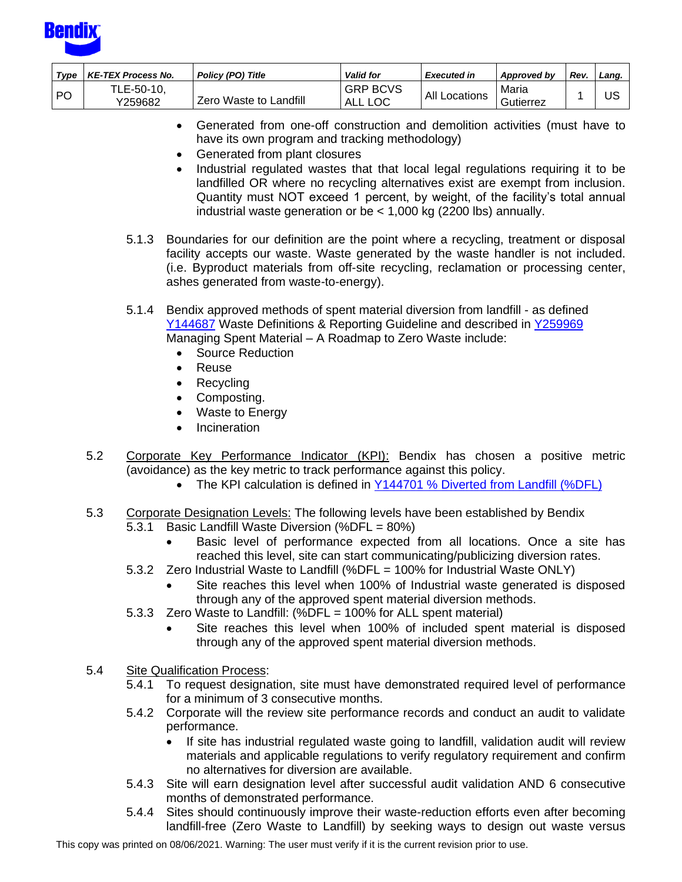- Generated from one-off construction and demolition activities (must have to have its own program and tracking methodology)
- Generated from plant closures
- Industrial regulated wastes that that local legal regulations requiring it to be landfilled OR where no recycling alternatives exist are exempt from inclusion. Quantity must NOT exceed 1 percent, by weight, of the facility's total annual industrial waste generation or be < 1,000 kg (2200 lbs) annually.

5.1.3 Boundaries for our definition are the point where a recycling, treatment or disposal facility accepts our waste. Waste generated by the waste handler is not included. (i.e. Byproduct materials from off-site recycling, reclamation or processing center, ashes generated from waste-to-energy).

5.1.4 Bendix approved methods of spent material diversion from landfill - as defined Y144687 Waste Definitions & Reporting Guideline and described in Y259969 Managing Spent Material – A Roadmap to Zero Waste include:

- Source Reduction
- Reuse
- Recycling
- Composting.
- Waste to Energy
- Incineration

5.2 Corporate Key Performance Indicator (KPI): Bendix has chosen a positive metric (avoidance) as the key metric to track performance against this policy.

- The KPI calculation is defined in Y144701 % Diverted from Landfill (%DFL)

5.3 Corporate Designation Levels: The following levels have been established by Bendix

5.3.1 Basic Landfill Waste Diversion (%DFL = 80%)

- Basic level of performance expected from all locations. Once a site has reached this level, site can start communicating/publicizing diversion rates.

5.3.2 Zero Industrial Waste to Landfill (%DFL = 100% for Industrial Waste ONLY)

- Site reaches this level when 100% of Industrial waste generated is disposed through any of the approved spent material diversion methods.

5.3.3 Zero Waste to Landfill: (%DFL = 100% for ALL spent material)

- Site reaches this level when 100% of included spent material is disposed through any of the approved spent material diversion methods.

5.4 Site Qualification Process:

5.4.1 To request designation, site must have demonstrated required level of performance for a minimum of 3 consecutive months.

5.4.2 Corporate will the review site performance records and conduct an audit to validate performance.

- If site has industrial regulated waste going to landfill, validation audit will review materials and applicable regulations to verify regulatory requirement and confirm no alternatives for diversion are available.

5.4.3 Site will earn designation level after successful audit validation AND 6 consecutive months of demonstrated performance.

5.4.4 Sites should continuously improve their waste-reduction efforts even after becoming landfill-free (Zero Waste to Landfill) by seeking ways to design out waste versus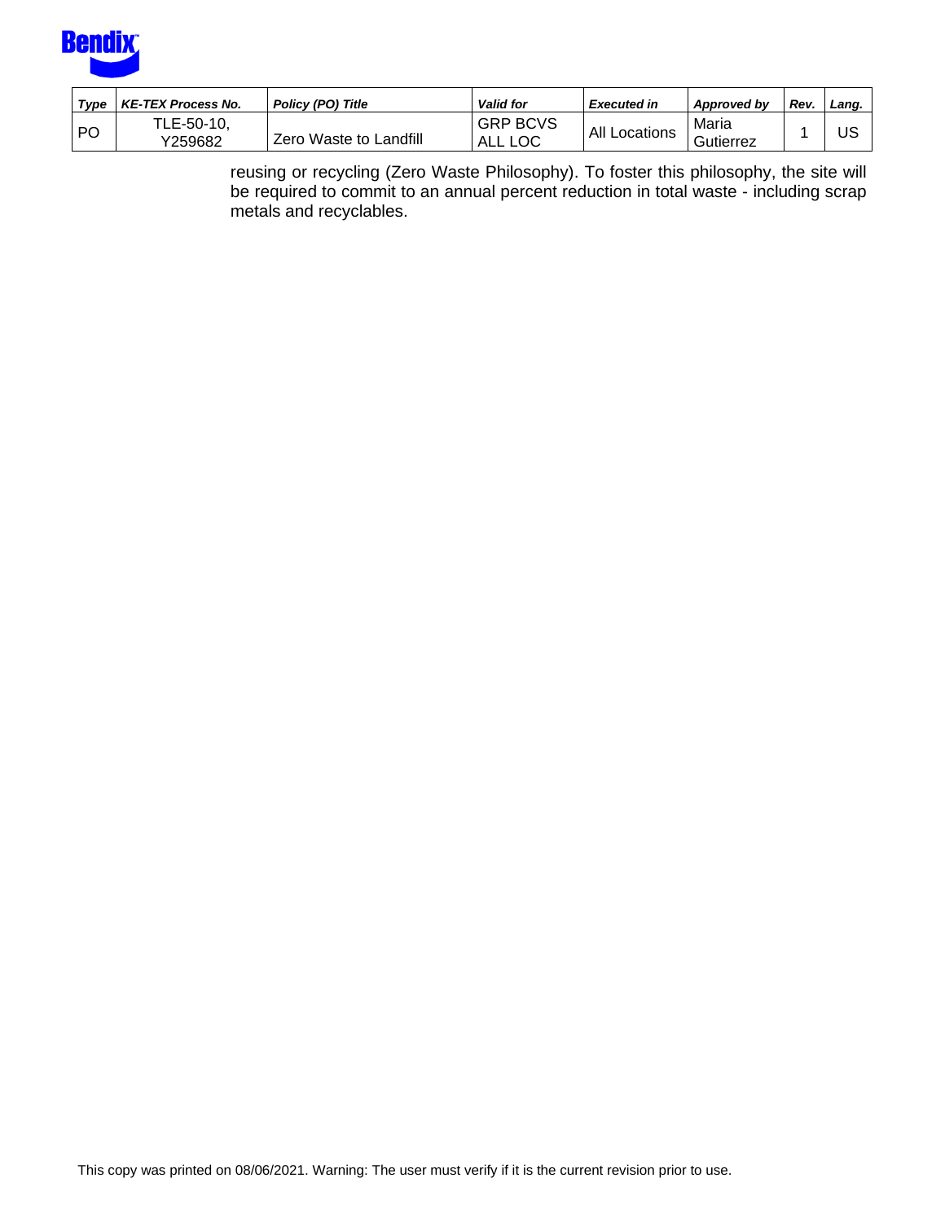reusing or recycling (Zero Waste Philosophy). To foster this philosophy, the site will be required to commit to an annual percent reduction in total waste - including scrap metals and recyclables.